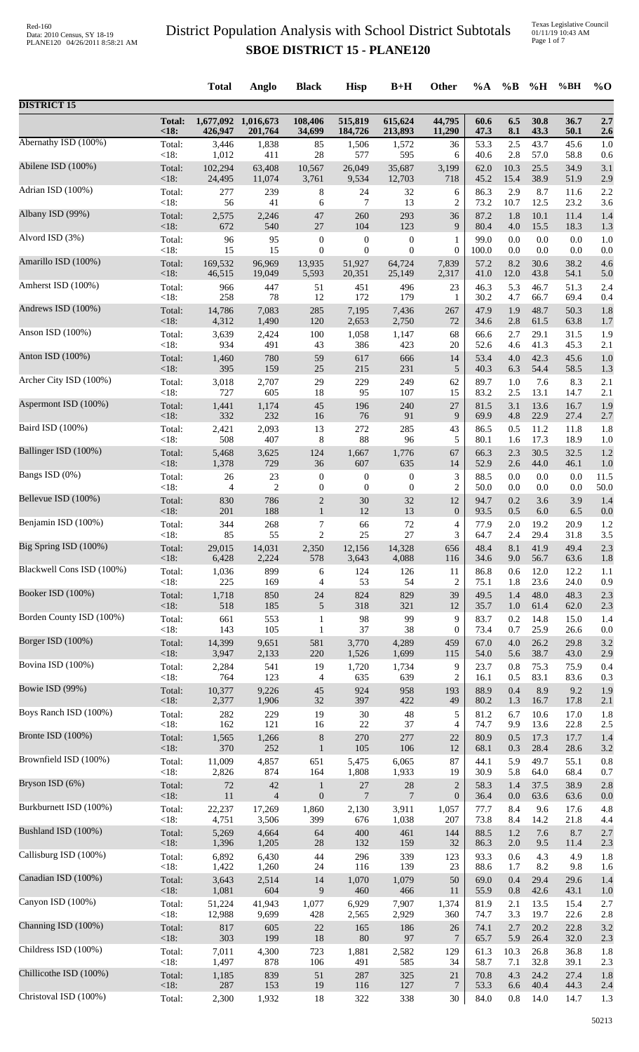# District Population Analysis with School District Subtotals

## SBOE DISTRICT 15 - PLANE120

| | | Total | Anglo | Black | Hisp | B+H | Other | %A | %B | %H | %BH | %O |
|---|---|---|---|---|---|---|---|---|---|---|---|---|
| **DISTRICT 15** | | | | | | | | | | | | |
| | **Total:** | **1,677,092** | **1,016,673** | **108,406** | **515,819** | **615,624** | **44,795** | **60.6** | **6.5** | **30.8** | **36.7** | **2.7** |
| | **<18:** | **426,947** | **201,764** | **34,699** | **184,726** | **213,893** | **11,290** | **47.3** | **8.1** | **43.3** | **50.1** | **2.6** |
| Abernathy ISD (100%) | Total: | 3,446 | 1,838 | 85 | 1,506 | 1,572 | 36 | 53.3 | 2.5 | 43.7 | 45.6 | 1.0 |
| | <18: | 1,012 | 411 | 28 | 577 | 595 | 6 | 40.6 | 2.8 | 57.0 | 58.8 | 0.6 |
| Abilene ISD (100%) | Total: | 102,294 | 63,408 | 10,567 | 26,049 | 35,687 | 3,199 | 62.0 | 10.3 | 25.5 | 34.9 | 3.1 |
| | <18: | 24,495 | 11,074 | 3,761 | 9,534 | 12,703 | 718 | 45.2 | 15.4 | 38.9 | 51.9 | 2.9 |
| Adrian ISD (100%) | Total: | 277 | 239 | 8 | 24 | 32 | 6 | 86.3 | 2.9 | 8.7 | 11.6 | 2.2 |
| | <18: | 56 | 41 | 6 | 7 | 13 | 2 | 73.2 | 10.7 | 12.5 | 23.2 | 3.6 |
| Albany ISD (99%) | Total: | 2,575 | 2,246 | 47 | 260 | 293 | 36 | 87.2 | 1.8 | 10.1 | 11.4 | 1.4 |
| | <18: | 672 | 540 | 27 | 104 | 123 | 9 | 80.4 | 4.0 | 15.5 | 18.3 | 1.3 |
| Alvord ISD (3%) | Total: | 96 | 95 | 0 | 0 | 0 | 1 | 99.0 | 0.0 | 0.0 | 0.0 | 1.0 |
| | <18: | 15 | 15 | 0 | 0 | 0 | 0 | 100.0 | 0.0 | 0.0 | 0.0 | 0.0 |
| Amarillo ISD (100%) | Total: | 169,532 | 96,969 | 13,935 | 51,927 | 64,724 | 7,839 | 57.2 | 8.2 | 30.6 | 38.2 | 4.6 |
| | <18: | 46,515 | 19,049 | 5,593 | 20,351 | 25,149 | 2,317 | 41.0 | 12.0 | 43.8 | 54.1 | 5.0 |
| Amherst ISD (100%) | Total: | 966 | 447 | 51 | 451 | 496 | 23 | 46.3 | 5.3 | 46.7 | 51.3 | 2.4 |
| | <18: | 258 | 78 | 12 | 172 | 179 | 1 | 30.2 | 4.7 | 66.7 | 69.4 | 0.4 |
| Andrews ISD (100%) | Total: | 14,786 | 7,083 | 285 | 7,195 | 7,436 | 267 | 47.9 | 1.9 | 48.7 | 50.3 | 1.8 |
| | <18: | 4,312 | 1,490 | 120 | 2,653 | 2,750 | 72 | 34.6 | 2.8 | 61.5 | 63.8 | 1.7 |
| Anson ISD (100%) | Total: | 3,639 | 2,424 | 100 | 1,058 | 1,147 | 68 | 66.6 | 2.7 | 29.1 | 31.5 | 1.9 |
| | <18: | 934 | 491 | 43 | 386 | 423 | 20 | 52.6 | 4.6 | 41.3 | 45.3 | 2.1 |
| Anton ISD (100%) | Total: | 1,460 | 780 | 59 | 617 | 666 | 14 | 53.4 | 4.0 | 42.3 | 45.6 | 1.0 |
| | <18: | 395 | 159 | 25 | 215 | 231 | 5 | 40.3 | 6.3 | 54.4 | 58.5 | 1.3 |
| Archer City ISD (100%) | Total: | 3,018 | 2,707 | 29 | 229 | 249 | 62 | 89.7 | 1.0 | 7.6 | 8.3 | 2.1 |
| | <18: | 727 | 605 | 18 | 95 | 107 | 15 | 83.2 | 2.5 | 13.1 | 14.7 | 2.1 |
| Aspermont ISD (100%) | Total: | 1,441 | 1,174 | 45 | 196 | 240 | 27 | 81.5 | 3.1 | 13.6 | 16.7 | 1.9 |
| | <18: | 332 | 232 | 16 | 76 | 91 | 9 | 69.9 | 4.8 | 22.9 | 27.4 | 2.7 |
| Baird ISD (100%) | Total: | 2,421 | 2,093 | 13 | 272 | 285 | 43 | 86.5 | 0.5 | 11.2 | 11.8 | 1.8 |
| | <18: | 508 | 407 | 8 | 88 | 96 | 5 | 80.1 | 1.6 | 17.3 | 18.9 | 1.0 |
| Ballinger ISD (100%) | Total: | 5,468 | 3,625 | 124 | 1,667 | 1,776 | 67 | 66.3 | 2.3 | 30.5 | 32.5 | 1.2 |
| | <18: | 1,378 | 729 | 36 | 607 | 635 | 14 | 52.9 | 2.6 | 44.0 | 46.1 | 1.0 |
| Bangs ISD (0%) | Total: | 26 | 23 | 0 | 0 | 0 | 3 | 88.5 | 0.0 | 0.0 | 0.0 | 11.5 |
| | <18: | 4 | 2 | 0 | 0 | 0 | 2 | 50.0 | 0.0 | 0.0 | 0.0 | 50.0 |
| Bellevue ISD (100%) | Total: | 830 | 786 | 2 | 30 | 32 | 12 | 94.7 | 0.2 | 3.6 | 3.9 | 1.4 |
| | <18: | 201 | 188 | 1 | 12 | 13 | 0 | 93.5 | 0.5 | 6.0 | 6.5 | 0.0 |
| Benjamin ISD (100%) | Total: | 344 | 268 | 7 | 66 | 72 | 4 | 77.9 | 2.0 | 19.2 | 20.9 | 1.2 |
| | <18: | 85 | 55 | 2 | 25 | 27 | 3 | 64.7 | 2.4 | 29.4 | 31.8 | 3.5 |
| Big Spring ISD (100%) | Total: | 29,015 | 14,031 | 2,350 | 12,156 | 14,328 | 656 | 48.4 | 8.1 | 41.9 | 49.4 | 2.3 |
| | <18: | 6,428 | 2,224 | 578 | 3,643 | 4,088 | 116 | 34.6 | 9.0 | 56.7 | 63.6 | 1.8 |
| Blackwell Cons ISD (100%) | Total: | 1,036 | 899 | 6 | 124 | 126 | 11 | 86.8 | 0.6 | 12.0 | 12.2 | 1.1 |
| | <18: | 225 | 169 | 4 | 53 | 54 | 2 | 75.1 | 1.8 | 23.6 | 24.0 | 0.9 |
| Booker ISD (100%) | Total: | 1,718 | 850 | 24 | 824 | 829 | 39 | 49.5 | 1.4 | 48.0 | 48.3 | 2.3 |
| | <18: | 518 | 185 | 5 | 318 | 321 | 12 | 35.7 | 1.0 | 61.4 | 62.0 | 2.3 |
| Borden County ISD (100%) | Total: | 661 | 553 | 1 | 98 | 99 | 9 | 83.7 | 0.2 | 14.8 | 15.0 | 1.4 |
| | <18: | 143 | 105 | 1 | 37 | 38 | 0 | 73.4 | 0.7 | 25.9 | 26.6 | 0.0 |
| Borger ISD (100%) | Total: | 14,399 | 9,651 | 581 | 3,770 | 4,289 | 459 | 67.0 | 4.0 | 26.2 | 29.8 | 3.2 |
| | <18: | 3,947 | 2,133 | 220 | 1,526 | 1,699 | 115 | 54.0 | 5.6 | 38.7 | 43.0 | 2.9 |
| Bovina ISD (100%) | Total: | 2,284 | 541 | 19 | 1,720 | 1,734 | 9 | 23.7 | 0.8 | 75.3 | 75.9 | 0.4 |
| | <18: | 764 | 123 | 4 | 635 | 639 | 2 | 16.1 | 0.5 | 83.1 | 83.6 | 0.3 |
| Bowie ISD (99%) | Total: | 10,377 | 9,226 | 45 | 924 | 958 | 193 | 88.9 | 0.4 | 8.9 | 9.2 | 1.9 |
| | <18: | 2,377 | 1,906 | 32 | 397 | 422 | 49 | 80.2 | 1.3 | 16.7 | 17.8 | 2.1 |
| Boys Ranch ISD (100%) | Total: | 282 | 229 | 19 | 30 | 48 | 5 | 81.2 | 6.7 | 10.6 | 17.0 | 1.8 |
| | <18: | 162 | 121 | 16 | 22 | 37 | 4 | 74.7 | 9.9 | 13.6 | 22.8 | 2.5 |
| Bronte ISD (100%) | Total: | 1,565 | 1,266 | 8 | 270 | 277 | 22 | 80.9 | 0.5 | 17.3 | 17.7 | 1.4 |
| | <18: | 370 | 252 | 1 | 105 | 106 | 12 | 68.1 | 0.3 | 28.4 | 28.6 | 3.2 |
| Brownfield ISD (100%) | Total: | 11,009 | 4,857 | 651 | 5,475 | 6,065 | 87 | 44.1 | 5.9 | 49.7 | 55.1 | 0.8 |
| | <18: | 2,826 | 874 | 164 | 1,808 | 1,933 | 19 | 30.9 | 5.8 | 64.0 | 68.4 | 0.7 |
| Bryson ISD (6%) | Total: | 72 | 42 | 1 | 27 | 28 | 2 | 58.3 | 1.4 | 37.5 | 38.9 | 2.8 |
| | <18: | 11 | 4 | 0 | 7 | 7 | 0 | 36.4 | 0.0 | 63.6 | 63.6 | 0.0 |
| Burkburnett ISD (100%) | Total: | 22,237 | 17,269 | 1,860 | 2,130 | 3,911 | 1,057 | 77.7 | 8.4 | 9.6 | 17.6 | 4.8 |
| | <18: | 4,751 | 3,506 | 399 | 676 | 1,038 | 207 | 73.8 | 8.4 | 14.2 | 21.8 | 4.4 |
| Bushland ISD (100%) | Total: | 5,269 | 4,664 | 64 | 400 | 461 | 144 | 88.5 | 1.2 | 7.6 | 8.7 | 2.7 |
| | <18: | 1,396 | 1,205 | 28 | 132 | 159 | 32 | 86.3 | 2.0 | 9.5 | 11.4 | 2.3 |
| Callisburg ISD (100%) | Total: | 6,892 | 6,430 | 44 | 296 | 339 | 123 | 93.3 | 0.6 | 4.3 | 4.9 | 1.8 |
| | <18: | 1,422 | 1,260 | 24 | 116 | 139 | 23 | 88.6 | 1.7 | 8.2 | 9.8 | 1.6 |
| Canadian ISD (100%) | Total: | 3,643 | 2,514 | 14 | 1,070 | 1,079 | 50 | 69.0 | 0.4 | 29.4 | 29.6 | 1.4 |
| | <18: | 1,081 | 604 | 9 | 460 | 466 | 11 | 55.9 | 0.8 | 42.6 | 43.1 | 1.0 |
| Canyon ISD (100%) | Total: | 51,224 | 41,943 | 1,077 | 6,929 | 7,907 | 1,374 | 81.9 | 2.1 | 13.5 | 15.4 | 2.7 |
| | <18: | 12,988 | 9,699 | 428 | 2,565 | 2,929 | 360 | 74.7 | 3.3 | 19.7 | 22.6 | 2.8 |
| Channing ISD (100%) | Total: | 817 | 605 | 22 | 165 | 186 | 26 | 74.1 | 2.7 | 20.2 | 22.8 | 3.2 |
| | <18: | 303 | 199 | 18 | 80 | 97 | 7 | 65.7 | 5.9 | 26.4 | 32.0 | 2.3 |
| Childress ISD (100%) | Total: | 7,011 | 4,300 | 723 | 1,881 | 2,582 | 129 | 61.3 | 10.3 | 26.8 | 36.8 | 1.8 |
| | <18: | 1,497 | 878 | 106 | 491 | 585 | 34 | 58.7 | 7.1 | 32.8 | 39.1 | 2.3 |
| Chillicothe ISD (100%) | Total: | 1,185 | 839 | 51 | 287 | 325 | 21 | 70.8 | 4.3 | 24.2 | 27.4 | 1.8 |
| | <18: | 287 | 153 | 19 | 116 | 127 | 7 | 53.3 | 6.6 | 40.4 | 44.3 | 2.4 |
| Christoval ISD (100%) | Total: | 2,300 | 1,932 | 18 | 322 | 338 | 30 | 84.0 | 0.8 | 14.0 | 14.7 | 1.3 |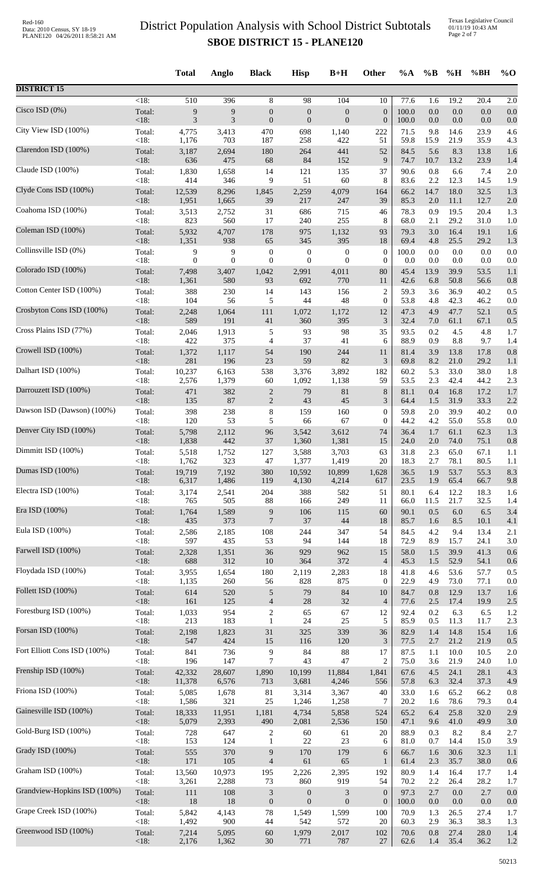# District Population Analysis with School District Subtotals

**SBOE DISTRICT 15 - PLANE120**

| | | Total | Anglo | Black | Hisp | B+H | Other | %A | %B | %H | %BH | %O |
|---|---|---|---|---|---|---|---|---|---|---|---|---|
| **DISTRICT 15** | | | | | | | | | | | | |
| | <18: | 510 | 396 | 8 | 98 | 104 | 10 | 77.6 | 1.6 | 19.2 | 20.4 | 2.0 |
| Cisco ISD (0%) | Total: | 9 | 9 | 0 | 0 | 0 | 0 | 100.0 | 0.0 | 0.0 | 0.0 | 0.0 |
| | <18: | 3 | 3 | 0 | 0 | 0 | 0 | 100.0 | 0.0 | 0.0 | 0.0 | 0.0 |
| City View ISD (100%) | Total: | 4,775 | 3,413 | 470 | 698 | 1,140 | 222 | 71.5 | 9.8 | 14.6 | 23.9 | 4.6 |
| | <18: | 1,176 | 703 | 187 | 258 | 422 | 51 | 59.8 | 15.9 | 21.9 | 35.9 | 4.3 |
| Clarendon ISD (100%) | Total: | 3,187 | 2,694 | 180 | 264 | 441 | 52 | 84.5 | 5.6 | 8.3 | 13.8 | 1.6 |
| | <18: | 636 | 475 | 68 | 84 | 152 | 9 | 74.7 | 10.7 | 13.2 | 23.9 | 1.4 |
| Claude ISD (100%) | Total: | 1,830 | 1,658 | 14 | 121 | 135 | 37 | 90.6 | 0.8 | 6.6 | 7.4 | 2.0 |
| | <18: | 414 | 346 | 9 | 51 | 60 | 8 | 83.6 | 2.2 | 12.3 | 14.5 | 1.9 |
| Clyde Cons ISD (100%) | Total: | 12,539 | 8,296 | 1,845 | 2,259 | 4,079 | 164 | 66.2 | 14.7 | 18.0 | 32.5 | 1.3 |
| | <18: | 1,951 | 1,665 | 39 | 217 | 247 | 39 | 85.3 | 2.0 | 11.1 | 12.7 | 2.0 |
| Coahoma ISD (100%) | Total: | 3,513 | 2,752 | 31 | 686 | 715 | 46 | 78.3 | 0.9 | 19.5 | 20.4 | 1.3 |
| | <18: | 823 | 560 | 17 | 240 | 255 | 8 | 68.0 | 2.1 | 29.2 | 31.0 | 1.0 |
| Coleman ISD (100%) | Total: | 5,932 | 4,707 | 178 | 975 | 1,132 | 93 | 79.3 | 3.0 | 16.4 | 19.1 | 1.6 |
| | <18: | 1,351 | 938 | 65 | 345 | 395 | 18 | 69.4 | 4.8 | 25.5 | 29.2 | 1.3 |
| Collinsville ISD (0%) | Total: | 9 | 9 | 0 | 0 | 0 | 0 | 100.0 | 0.0 | 0.0 | 0.0 | 0.0 |
| | <18: | 0 | 0 | 0 | 0 | 0 | 0 | 0.0 | 0.0 | 0.0 | 0.0 | 0.0 |
| Colorado ISD (100%) | Total: | 7,498 | 3,407 | 1,042 | 2,991 | 4,011 | 80 | 45.4 | 13.9 | 39.9 | 53.5 | 1.1 |
| | <18: | 1,361 | 580 | 93 | 692 | 770 | 11 | 42.6 | 6.8 | 50.8 | 56.6 | 0.8 |
| Cotton Center ISD (100%) | Total: | 388 | 230 | 14 | 143 | 156 | 2 | 59.3 | 3.6 | 36.9 | 40.2 | 0.5 |
| | <18: | 104 | 56 | 5 | 44 | 48 | 0 | 53.8 | 4.8 | 42.3 | 46.2 | 0.0 |
| Crosbyton Cons ISD (100%) | Total: | 2,248 | 1,064 | 111 | 1,072 | 1,172 | 12 | 47.3 | 4.9 | 47.7 | 52.1 | 0.5 |
| | <18: | 589 | 191 | 41 | 360 | 395 | 3 | 32.4 | 7.0 | 61.1 | 67.1 | 0.5 |
| Cross Plains ISD (77%) | Total: | 2,046 | 1,913 | 5 | 93 | 98 | 35 | 93.5 | 0.2 | 4.5 | 4.8 | 1.7 |
| | <18: | 422 | 375 | 4 | 37 | 41 | 6 | 88.9 | 0.9 | 8.8 | 9.7 | 1.4 |
| Crowell ISD (100%) | Total: | 1,372 | 1,117 | 54 | 190 | 244 | 11 | 81.4 | 3.9 | 13.8 | 17.8 | 0.8 |
| | <18: | 281 | 196 | 23 | 59 | 82 | 3 | 69.8 | 8.2 | 21.0 | 29.2 | 1.1 |
| Dalhart ISD (100%) | Total: | 10,237 | 6,163 | 538 | 3,376 | 3,892 | 182 | 60.2 | 5.3 | 33.0 | 38.0 | 1.8 |
| | <18: | 2,576 | 1,379 | 60 | 1,092 | 1,138 | 59 | 53.5 | 2.3 | 42.4 | 44.2 | 2.3 |
| Darrouzett ISD (100%) | Total: | 471 | 382 | 2 | 79 | 81 | 8 | 81.1 | 0.4 | 16.8 | 17.2 | 1.7 |
| | <18: | 135 | 87 | 2 | 43 | 45 | 3 | 64.4 | 1.5 | 31.9 | 33.3 | 2.2 |
| Dawson ISD (Dawson) (100%) | Total: | 398 | 238 | 8 | 159 | 160 | 0 | 59.8 | 2.0 | 39.9 | 40.2 | 0.0 |
| | <18: | 120 | 53 | 5 | 66 | 67 | 0 | 44.2 | 4.2 | 55.0 | 55.8 | 0.0 |
| Denver City ISD (100%) | Total: | 5,798 | 2,112 | 96 | 3,542 | 3,612 | 74 | 36.4 | 1.7 | 61.1 | 62.3 | 1.3 |
| | <18: | 1,838 | 442 | 37 | 1,360 | 1,381 | 15 | 24.0 | 2.0 | 74.0 | 75.1 | 0.8 |
| Dimmitt ISD (100%) | Total: | 5,518 | 1,752 | 127 | 3,588 | 3,703 | 63 | 31.8 | 2.3 | 65.0 | 67.1 | 1.1 |
| | <18: | 1,762 | 323 | 47 | 1,377 | 1,419 | 20 | 18.3 | 2.7 | 78.1 | 80.5 | 1.1 |
| Dumas ISD (100%) | Total: | 19,719 | 7,192 | 380 | 10,592 | 10,899 | 1,628 | 36.5 | 1.9 | 53.7 | 55.3 | 8.3 |
| | <18: | 6,317 | 1,486 | 119 | 4,130 | 4,214 | 617 | 23.5 | 1.9 | 65.4 | 66.7 | 9.8 |
| Electra ISD (100%) | Total: | 3,174 | 2,541 | 204 | 388 | 582 | 51 | 80.1 | 6.4 | 12.2 | 18.3 | 1.6 |
| | <18: | 765 | 505 | 88 | 166 | 249 | 11 | 66.0 | 11.5 | 21.7 | 32.5 | 1.4 |
| Era ISD (100%) | Total: | 1,764 | 1,589 | 9 | 106 | 115 | 60 | 90.1 | 0.5 | 6.0 | 6.5 | 3.4 |
| | <18: | 435 | 373 | 7 | 37 | 44 | 18 | 85.7 | 1.6 | 8.5 | 10.1 | 4.1 |
| Eula ISD (100%) | Total: | 2,586 | 2,185 | 108 | 244 | 347 | 54 | 84.5 | 4.2 | 9.4 | 13.4 | 2.1 |
| | <18: | 597 | 435 | 53 | 94 | 144 | 18 | 72.9 | 8.9 | 15.7 | 24.1 | 3.0 |
| Farwell ISD (100%) | Total: | 2,328 | 1,351 | 36 | 929 | 962 | 15 | 58.0 | 1.5 | 39.9 | 41.3 | 0.6 |
| | <18: | 688 | 312 | 10 | 364 | 372 | 4 | 45.3 | 1.5 | 52.9 | 54.1 | 0.6 |
| Floydada ISD (100%) | Total: | 3,955 | 1,654 | 180 | 2,119 | 2,283 | 18 | 41.8 | 4.6 | 53.6 | 57.7 | 0.5 |
| | <18: | 1,135 | 260 | 56 | 828 | 875 | 0 | 22.9 | 4.9 | 73.0 | 77.1 | 0.0 |
| Follett ISD (100%) | Total: | 614 | 520 | 5 | 79 | 84 | 10 | 84.7 | 0.8 | 12.9 | 13.7 | 1.6 |
| | <18: | 161 | 125 | 4 | 28 | 32 | 4 | 77.6 | 2.5 | 17.4 | 19.9 | 2.5 |
| Forestburg ISD (100%) | Total: | 1,033 | 954 | 2 | 65 | 67 | 12 | 92.4 | 0.2 | 6.3 | 6.5 | 1.2 |
| | <18: | 213 | 183 | 1 | 24 | 25 | 5 | 85.9 | 0.5 | 11.3 | 11.7 | 2.3 |
| Forsan ISD (100%) | Total: | 2,198 | 1,823 | 31 | 325 | 339 | 36 | 82.9 | 1.4 | 14.8 | 15.4 | 1.6 |
| | <18: | 547 | 424 | 15 | 116 | 120 | 3 | 77.5 | 2.7 | 21.2 | 21.9 | 0.5 |
| Fort Elliott Cons ISD (100%) | Total: | 841 | 736 | 9 | 84 | 88 | 17 | 87.5 | 1.1 | 10.0 | 10.5 | 2.0 |
| | <18: | 196 | 147 | 7 | 43 | 47 | 2 | 75.0 | 3.6 | 21.9 | 24.0 | 1.0 |
| Frenship ISD (100%) | Total: | 42,332 | 28,607 | 1,890 | 10,199 | 11,884 | 1,841 | 67.6 | 4.5 | 24.1 | 28.1 | 4.3 |
| | <18: | 11,378 | 6,576 | 713 | 3,681 | 4,246 | 556 | 57.8 | 6.3 | 32.4 | 37.3 | 4.9 |
| Friona ISD (100%) | Total: | 5,085 | 1,678 | 81 | 3,314 | 3,367 | 40 | 33.0 | 1.6 | 65.2 | 66.2 | 0.8 |
| | <18: | 1,586 | 321 | 25 | 1,246 | 1,258 | 7 | 20.2 | 1.6 | 78.6 | 79.3 | 0.4 |
| Gainesville ISD (100%) | Total: | 18,333 | 11,951 | 1,181 | 4,734 | 5,858 | 524 | 65.2 | 6.4 | 25.8 | 32.0 | 2.9 |
| | <18: | 5,079 | 2,393 | 490 | 2,081 | 2,536 | 150 | 47.1 | 9.6 | 41.0 | 49.9 | 3.0 |
| Gold-Burg ISD (100%) | Total: | 728 | 647 | 2 | 60 | 61 | 20 | 88.9 | 0.3 | 8.2 | 8.4 | 2.7 |
| | <18: | 153 | 124 | 1 | 22 | 23 | 6 | 81.0 | 0.7 | 14.4 | 15.0 | 3.9 |
| Grady ISD (100%) | Total: | 555 | 370 | 9 | 170 | 179 | 6 | 66.7 | 1.6 | 30.6 | 32.3 | 1.1 |
| | <18: | 171 | 105 | 4 | 61 | 65 | 1 | 61.4 | 2.3 | 35.7 | 38.0 | 0.6 |
| Graham ISD (100%) | Total: | 13,560 | 10,973 | 195 | 2,226 | 2,395 | 192 | 80.9 | 1.4 | 16.4 | 17.7 | 1.4 |
| | <18: | 3,261 | 2,288 | 73 | 860 | 919 | 54 | 70.2 | 2.2 | 26.4 | 28.2 | 1.7 |
| Grandview-Hopkins ISD (100%) | Total: | 111 | 108 | 3 | 0 | 3 | 0 | 97.3 | 2.7 | 0.0 | 2.7 | 0.0 |
| | <18: | 18 | 18 | 0 | 0 | 0 | 0 | 100.0 | 0.0 | 0.0 | 0.0 | 0.0 |
| Grape Creek ISD (100%) | Total: | 5,842 | 4,143 | 78 | 1,549 | 1,599 | 100 | 70.9 | 1.3 | 26.5 | 27.4 | 1.7 |
| | <18: | 1,492 | 900 | 44 | 542 | 572 | 20 | 60.3 | 2.9 | 36.3 | 38.3 | 1.3 |
| Greenwood ISD (100%) | Total: | 7,214 | 5,095 | 60 | 1,979 | 2,017 | 102 | 70.6 | 0.8 | 27.4 | 28.0 | 1.4 |
| | <18: | 2,176 | 1,362 | 30 | 771 | 787 | 27 | 62.6 | 1.4 | 35.4 | 36.2 | 1.2 |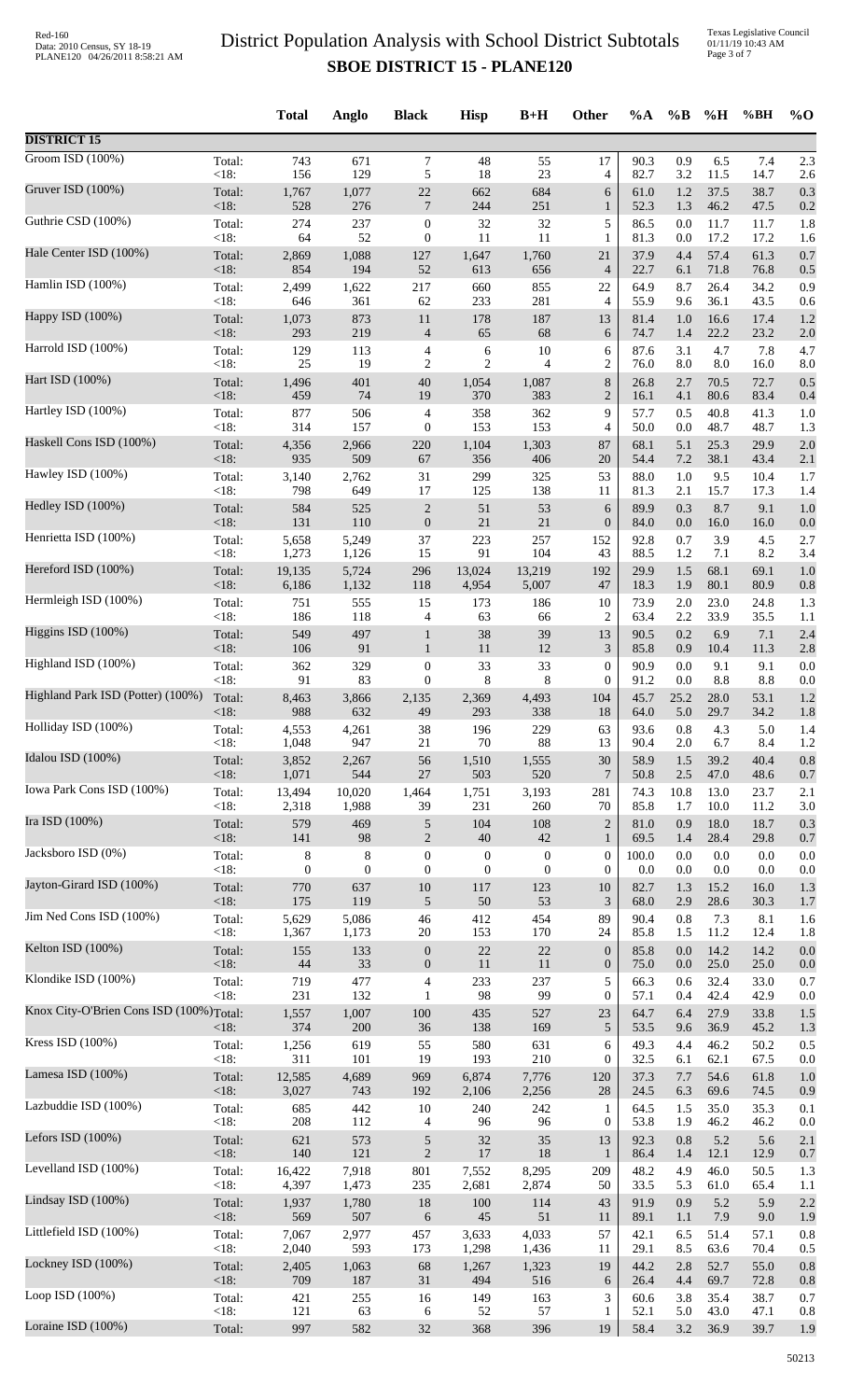# District Population Analysis with School District Subtotals

## SBOE DISTRICT 15 - PLANE120

| | | Total | Anglo | Black | Hisp | B+H | Other | %A | %B | %H | %BH | %O |
|---|---|---|---|---|---|---|---|---|---|---|---|---|
| **DISTRICT 15** | | | | | | | | | | | | |
| Groom ISD (100%) | Total: | 743 | 671 | 7 | 48 | 55 | 17 | 90.3 | 0.9 | 6.5 | 7.4 | 2.3 |
| | <18: | 156 | 129 | 5 | 18 | 23 | 4 | 82.7 | 3.2 | 11.5 | 14.7 | 2.6 |
| Gruver ISD (100%) | Total: | 1,767 | 1,077 | 22 | 662 | 684 | 6 | 61.0 | 1.2 | 37.5 | 38.7 | 0.3 |
| | <18: | 528 | 276 | 7 | 244 | 251 | 1 | 52.3 | 1.3 | 46.2 | 47.5 | 0.2 |
| Guthrie CSD (100%) | Total: | 274 | 237 | 0 | 32 | 32 | 5 | 86.5 | 0.0 | 11.7 | 11.7 | 1.8 |
| | <18: | 64 | 52 | 0 | 11 | 11 | 1 | 81.3 | 0.0 | 17.2 | 17.2 | 1.6 |
| Hale Center ISD (100%) | Total: | 2,869 | 1,088 | 127 | 1,647 | 1,760 | 21 | 37.9 | 4.4 | 57.4 | 61.3 | 0.7 |
| | <18: | 854 | 194 | 52 | 613 | 656 | 4 | 22.7 | 6.1 | 71.8 | 76.8 | 0.5 |
| Hamlin ISD (100%) | Total: | 2,499 | 1,622 | 217 | 660 | 855 | 22 | 64.9 | 8.7 | 26.4 | 34.2 | 0.9 |
| | <18: | 646 | 361 | 62 | 233 | 281 | 4 | 55.9 | 9.6 | 36.1 | 43.5 | 0.6 |
| Happy ISD (100%) | Total: | 1,073 | 873 | 11 | 178 | 187 | 13 | 81.4 | 1.0 | 16.6 | 17.4 | 1.2 |
| | <18: | 293 | 219 | 4 | 65 | 68 | 6 | 74.7 | 1.4 | 22.2 | 23.2 | 2.0 |
| Harrold ISD (100%) | Total: | 129 | 113 | 4 | 6 | 10 | 6 | 87.6 | 3.1 | 4.7 | 7.8 | 4.7 |
| | <18: | 25 | 19 | 2 | 2 | 4 | 2 | 76.0 | 8.0 | 8.0 | 16.0 | 8.0 |
| Hart ISD (100%) | Total: | 1,496 | 401 | 40 | 1,054 | 1,087 | 8 | 26.8 | 2.7 | 70.5 | 72.7 | 0.5 |
| | <18: | 459 | 74 | 19 | 370 | 383 | 2 | 16.1 | 4.1 | 80.6 | 83.4 | 0.4 |
| Hartley ISD (100%) | Total: | 877 | 506 | 4 | 358 | 362 | 9 | 57.7 | 0.5 | 40.8 | 41.3 | 1.0 |
| | <18: | 314 | 157 | 0 | 153 | 153 | 4 | 50.0 | 0.0 | 48.7 | 48.7 | 1.3 |
| Haskell Cons ISD (100%) | Total: | 4,356 | 2,966 | 220 | 1,104 | 1,303 | 87 | 68.1 | 5.1 | 25.3 | 29.9 | 2.0 |
| | <18: | 935 | 509 | 67 | 356 | 406 | 20 | 54.4 | 7.2 | 38.1 | 43.4 | 2.1 |
| Hawley ISD (100%) | Total: | 3,140 | 2,762 | 31 | 299 | 325 | 53 | 88.0 | 1.0 | 9.5 | 10.4 | 1.7 |
| | <18: | 798 | 649 | 17 | 125 | 138 | 11 | 81.3 | 2.1 | 15.7 | 17.3 | 1.4 |
| Hedley ISD (100%) | Total: | 584 | 525 | 2 | 51 | 53 | 6 | 89.9 | 0.3 | 8.7 | 9.1 | 1.0 |
| | <18: | 131 | 110 | 0 | 21 | 21 | 0 | 84.0 | 0.0 | 16.0 | 16.0 | 0.0 |
| Henrietta ISD (100%) | Total: | 5,658 | 5,249 | 37 | 223 | 257 | 152 | 92.8 | 0.7 | 3.9 | 4.5 | 2.7 |
| | <18: | 1,273 | 1,126 | 15 | 91 | 104 | 43 | 88.5 | 1.2 | 7.1 | 8.2 | 3.4 |
| Hereford ISD (100%) | Total: | 19,135 | 5,724 | 296 | 13,024 | 13,219 | 192 | 29.9 | 1.5 | 68.1 | 69.1 | 1.0 |
| | <18: | 6,186 | 1,132 | 118 | 4,954 | 5,007 | 47 | 18.3 | 1.9 | 80.1 | 80.9 | 0.8 |
| Hermleigh ISD (100%) | Total: | 751 | 555 | 15 | 173 | 186 | 10 | 73.9 | 2.0 | 23.0 | 24.8 | 1.3 |
| | <18: | 186 | 118 | 4 | 63 | 66 | 2 | 63.4 | 2.2 | 33.9 | 35.5 | 1.1 |
| Higgins ISD (100%) | Total: | 549 | 497 | 1 | 38 | 39 | 13 | 90.5 | 0.2 | 6.9 | 7.1 | 2.4 |
| | <18: | 106 | 91 | 1 | 11 | 12 | 3 | 85.8 | 0.9 | 10.4 | 11.3 | 2.8 |
| Highland ISD (100%) | Total: | 362 | 329 | 0 | 33 | 33 | 0 | 90.9 | 0.0 | 9.1 | 9.1 | 0.0 |
| | <18: | 91 | 83 | 0 | 8 | 8 | 0 | 91.2 | 0.0 | 8.8 | 8.8 | 0.0 |
| Highland Park ISD (Potter) (100%) | Total: | 8,463 | 3,866 | 2,135 | 2,369 | 4,493 | 104 | 45.7 | 25.2 | 28.0 | 53.1 | 1.2 |
| | <18: | 988 | 632 | 49 | 293 | 338 | 18 | 64.0 | 5.0 | 29.7 | 34.2 | 1.8 |
| Holliday ISD (100%) | Total: | 4,553 | 4,261 | 38 | 196 | 229 | 63 | 93.6 | 0.8 | 4.3 | 5.0 | 1.4 |
| | <18: | 1,048 | 947 | 21 | 70 | 88 | 13 | 90.4 | 2.0 | 6.7 | 8.4 | 1.2 |
| Idalou ISD (100%) | Total: | 3,852 | 2,267 | 56 | 1,510 | 1,555 | 30 | 58.9 | 1.5 | 39.2 | 40.4 | 0.8 |
| | <18: | 1,071 | 544 | 27 | 503 | 520 | 7 | 50.8 | 2.5 | 47.0 | 48.6 | 0.7 |
| Iowa Park Cons ISD (100%) | Total: | 13,494 | 10,020 | 1,464 | 1,751 | 3,193 | 281 | 74.3 | 10.8 | 13.0 | 23.7 | 2.1 |
| | <18: | 2,318 | 1,988 | 39 | 231 | 260 | 70 | 85.8 | 1.7 | 10.0 | 11.2 | 3.0 |
| Ira ISD (100%) | Total: | 579 | 469 | 5 | 104 | 108 | 2 | 81.0 | 0.9 | 18.0 | 18.7 | 0.3 |
| | <18: | 141 | 98 | 2 | 40 | 42 | 1 | 69.5 | 1.4 | 28.4 | 29.8 | 0.7 |
| Jacksboro ISD (0%) | Total: | 8 | 8 | 0 | 0 | 0 | 0 | 100.0 | 0.0 | 0.0 | 0.0 | 0.0 |
| | <18: | 0 | 0 | 0 | 0 | 0 | 0 | 0.0 | 0.0 | 0.0 | 0.0 | 0.0 |
| Jayton-Girard ISD (100%) | Total: | 770 | 637 | 10 | 117 | 123 | 10 | 82.7 | 1.3 | 15.2 | 16.0 | 1.3 |
| | <18: | 175 | 119 | 5 | 50 | 53 | 3 | 68.0 | 2.9 | 28.6 | 30.3 | 1.7 |
| Jim Ned Cons ISD (100%) | Total: | 5,629 | 5,086 | 46 | 412 | 454 | 89 | 90.4 | 0.8 | 7.3 | 8.1 | 1.6 |
| | <18: | 1,367 | 1,173 | 20 | 153 | 170 | 24 | 85.8 | 1.5 | 11.2 | 12.4 | 1.8 |
| Kelton ISD (100%) | Total: | 155 | 133 | 0 | 22 | 22 | 0 | 85.8 | 0.0 | 14.2 | 14.2 | 0.0 |
| | <18: | 44 | 33 | 0 | 11 | 11 | 0 | 75.0 | 0.0 | 25.0 | 25.0 | 0.0 |
| Klondike ISD (100%) | Total: | 719 | 477 | 4 | 233 | 237 | 5 | 66.3 | 0.6 | 32.4 | 33.0 | 0.7 |
| | <18: | 231 | 132 | 1 | 98 | 99 | 0 | 57.1 | 0.4 | 42.4 | 42.9 | 0.0 |
| Knox City-O'Brien Cons ISD (100%) | Total: | 1,557 | 1,007 | 100 | 435 | 527 | 23 | 64.7 | 6.4 | 27.9 | 33.8 | 1.5 |
| | <18: | 374 | 200 | 36 | 138 | 169 | 5 | 53.5 | 9.6 | 36.9 | 45.2 | 1.3 |
| Kress ISD (100%) | Total: | 1,256 | 619 | 55 | 580 | 631 | 6 | 49.3 | 4.4 | 46.2 | 50.2 | 0.5 |
| | <18: | 311 | 101 | 19 | 193 | 210 | 0 | 32.5 | 6.1 | 62.1 | 67.5 | 0.0 |
| Lamesa ISD (100%) | Total: | 12,585 | 4,689 | 969 | 6,874 | 7,776 | 120 | 37.3 | 7.7 | 54.6 | 61.8 | 1.0 |
| | <18: | 3,027 | 743 | 192 | 2,106 | 2,256 | 28 | 24.5 | 6.3 | 69.6 | 74.5 | 0.9 |
| Lazbuddie ISD (100%) | Total: | 685 | 442 | 10 | 240 | 242 | 1 | 64.5 | 1.5 | 35.0 | 35.3 | 0.1 |
| | <18: | 208 | 112 | 4 | 96 | 96 | 0 | 53.8 | 1.9 | 46.2 | 46.2 | 0.0 |
| Lefors ISD (100%) | Total: | 621 | 573 | 5 | 32 | 35 | 13 | 92.3 | 0.8 | 5.2 | 5.6 | 2.1 |
| | <18: | 140 | 121 | 2 | 17 | 18 | 1 | 86.4 | 1.4 | 12.1 | 12.9 | 0.7 |
| Levelland ISD (100%) | Total: | 16,422 | 7,918 | 801 | 7,552 | 8,295 | 209 | 48.2 | 4.9 | 46.0 | 50.5 | 1.3 |
| | <18: | 4,397 | 1,473 | 235 | 2,681 | 2,874 | 50 | 33.5 | 5.3 | 61.0 | 65.4 | 1.1 |
| Lindsay ISD (100%) | Total: | 1,937 | 1,780 | 18 | 100 | 114 | 43 | 91.9 | 0.9 | 5.2 | 5.9 | 2.2 |
| | <18: | 569 | 507 | 6 | 45 | 51 | 11 | 89.1 | 1.1 | 7.9 | 9.0 | 1.9 |
| Littlefield ISD (100%) | Total: | 7,067 | 2,977 | 457 | 3,633 | 4,033 | 57 | 42.1 | 6.5 | 51.4 | 57.1 | 0.8 |
| | <18: | 2,040 | 593 | 173 | 1,298 | 1,436 | 11 | 29.1 | 8.5 | 63.6 | 70.4 | 0.5 |
| Lockney ISD (100%) | Total: | 2,405 | 1,063 | 68 | 1,267 | 1,323 | 19 | 44.2 | 2.8 | 52.7 | 55.0 | 0.8 |
| | <18: | 709 | 187 | 31 | 494 | 516 | 6 | 26.4 | 4.4 | 69.7 | 72.8 | 0.8 |
| Loop ISD (100%) | Total: | 421 | 255 | 16 | 149 | 163 | 3 | 60.6 | 3.8 | 35.4 | 38.7 | 0.7 |
| | <18: | 121 | 63 | 6 | 52 | 57 | 1 | 52.1 | 5.0 | 43.0 | 47.1 | 0.8 |
| Loraine ISD (100%) | Total: | 997 | 582 | 32 | 368 | 396 | 19 | 58.4 | 3.2 | 36.9 | 39.7 | 1.9 |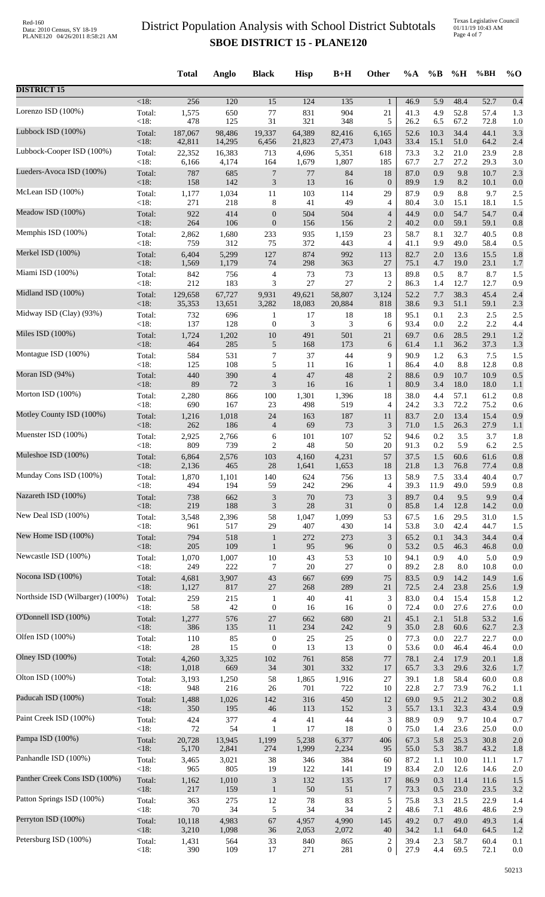# District Population Analysis with School District Subtotals

## SBOE DISTRICT 15 - PLANE120

| | | Total | Anglo | Black | Hisp | B+H | Other | %A | %B | %H | %BH | %O |
|---|---|---|---|---|---|---|---|---|---|---|---|---|
| **DISTRICT 15** | | | | | | | | | | | | |
| | <18: | 256 | 120 | 15 | 124 | 135 | 1 | 46.9 | 5.9 | 48.4 | 52.7 | 0.4 |
| Lorenzo ISD (100%) | Total: | 1,575 | 650 | 77 | 831 | 904 | 21 | 41.3 | 4.9 | 52.8 | 57.4 | 1.3 |
| | <18: | 478 | 125 | 31 | 321 | 348 | 5 | 26.2 | 6.5 | 67.2 | 72.8 | 1.0 |
| Lubbock ISD (100%) | Total: | 187,067 | 98,486 | 19,337 | 64,389 | 82,416 | 6,165 | 52.6 | 10.3 | 34.4 | 44.1 | 3.3 |
| | <18: | 42,811 | 14,295 | 6,456 | 21,823 | 27,473 | 1,043 | 33.4 | 15.1 | 51.0 | 64.2 | 2.4 |
| Lubbock-Cooper ISD (100%) | Total: | 22,352 | 16,383 | 713 | 4,696 | 5,351 | 618 | 73.3 | 3.2 | 21.0 | 23.9 | 2.8 |
| | <18: | 6,166 | 4,174 | 164 | 1,679 | 1,807 | 185 | 67.7 | 2.7 | 27.2 | 29.3 | 3.0 |
| Lueders-Avoca ISD (100%) | Total: | 787 | 685 | 7 | 77 | 84 | 18 | 87.0 | 0.9 | 9.8 | 10.7 | 2.3 |
| | <18: | 158 | 142 | 3 | 13 | 16 | 0 | 89.9 | 1.9 | 8.2 | 10.1 | 0.0 |
| McLean ISD (100%) | Total: | 1,177 | 1,034 | 11 | 103 | 114 | 29 | 87.9 | 0.9 | 8.8 | 9.7 | 2.5 |
| | <18: | 271 | 218 | 8 | 41 | 49 | 4 | 80.4 | 3.0 | 15.1 | 18.1 | 1.5 |
| Meadow ISD (100%) | Total: | 922 | 414 | 0 | 504 | 504 | 4 | 44.9 | 0.0 | 54.7 | 54.7 | 0.4 |
| | <18: | 264 | 106 | 0 | 156 | 156 | 2 | 40.2 | 0.0 | 59.1 | 59.1 | 0.8 |
| Memphis ISD (100%) | Total: | 2,862 | 1,680 | 233 | 935 | 1,159 | 23 | 58.7 | 8.1 | 32.7 | 40.5 | 0.8 |
| | <18: | 759 | 312 | 75 | 372 | 443 | 4 | 41.1 | 9.9 | 49.0 | 58.4 | 0.5 |
| Merkel ISD (100%) | Total: | 6,404 | 5,299 | 127 | 874 | 992 | 113 | 82.7 | 2.0 | 13.6 | 15.5 | 1.8 |
| | <18: | 1,569 | 1,179 | 74 | 298 | 363 | 27 | 75.1 | 4.7 | 19.0 | 23.1 | 1.7 |
| Miami ISD (100%) | Total: | 842 | 756 | 4 | 73 | 73 | 13 | 89.8 | 0.5 | 8.7 | 8.7 | 1.5 |
| | <18: | 212 | 183 | 3 | 27 | 27 | 2 | 86.3 | 1.4 | 12.7 | 12.7 | 0.9 |
| Midland ISD (100%) | Total: | 129,658 | 67,727 | 9,931 | 49,621 | 58,807 | 3,124 | 52.2 | 7.7 | 38.3 | 45.4 | 2.4 |
| | <18: | 35,353 | 13,651 | 3,282 | 18,083 | 20,884 | 818 | 38.6 | 9.3 | 51.1 | 59.1 | 2.3 |
| Midway ISD (Clay) (93%) | Total: | 732 | 696 | 1 | 17 | 18 | 18 | 95.1 | 0.1 | 2.3 | 2.5 | 2.5 |
| | <18: | 137 | 128 | 0 | 3 | 3 | 6 | 93.4 | 0.0 | 2.2 | 2.2 | 4.4 |
| Miles ISD (100%) | Total: | 1,724 | 1,202 | 10 | 491 | 501 | 21 | 69.7 | 0.6 | 28.5 | 29.1 | 1.2 |
| | <18: | 464 | 285 | 5 | 168 | 173 | 6 | 61.4 | 1.1 | 36.2 | 37.3 | 1.3 |
| Montague ISD (100%) | Total: | 584 | 531 | 7 | 37 | 44 | 9 | 90.9 | 1.2 | 6.3 | 7.5 | 1.5 |
| | <18: | 125 | 108 | 5 | 11 | 16 | 1 | 86.4 | 4.0 | 8.8 | 12.8 | 0.8 |
| Moran ISD (94%) | Total: | 440 | 390 | 4 | 47 | 48 | 2 | 88.6 | 0.9 | 10.7 | 10.9 | 0.5 |
| | <18: | 89 | 72 | 3 | 16 | 16 | 1 | 80.9 | 3.4 | 18.0 | 18.0 | 1.1 |
| Morton ISD (100%) | Total: | 2,280 | 866 | 100 | 1,301 | 1,396 | 18 | 38.0 | 4.4 | 57.1 | 61.2 | 0.8 |
| | <18: | 690 | 167 | 23 | 498 | 519 | 4 | 24.2 | 3.3 | 72.2 | 75.2 | 0.6 |
| Motley County ISD (100%) | Total: | 1,216 | 1,018 | 24 | 163 | 187 | 11 | 83.7 | 2.0 | 13.4 | 15.4 | 0.9 |
| | <18: | 262 | 186 | 4 | 69 | 73 | 3 | 71.0 | 1.5 | 26.3 | 27.9 | 1.1 |
| Muenster ISD (100%) | Total: | 2,925 | 2,766 | 6 | 101 | 107 | 52 | 94.6 | 0.2 | 3.5 | 3.7 | 1.8 |
| | <18: | 809 | 739 | 2 | 48 | 50 | 20 | 91.3 | 0.2 | 5.9 | 6.2 | 2.5 |
| Muleshoe ISD (100%) | Total: | 6,864 | 2,576 | 103 | 4,160 | 4,231 | 57 | 37.5 | 1.5 | 60.6 | 61.6 | 0.8 |
| | <18: | 2,136 | 465 | 28 | 1,641 | 1,653 | 18 | 21.8 | 1.3 | 76.8 | 77.4 | 0.8 |
| Munday Cons ISD (100%) | Total: | 1,870 | 1,101 | 140 | 624 | 756 | 13 | 58.9 | 7.5 | 33.4 | 40.4 | 0.7 |
| | <18: | 494 | 194 | 59 | 242 | 296 | 4 | 39.3 | 11.9 | 49.0 | 59.9 | 0.8 |
| Nazareth ISD (100%) | Total: | 738 | 662 | 3 | 70 | 73 | 3 | 89.7 | 0.4 | 9.5 | 9.9 | 0.4 |
| | <18: | 219 | 188 | 3 | 28 | 31 | 0 | 85.8 | 1.4 | 12.8 | 14.2 | 0.0 |
| New Deal ISD (100%) | Total: | 3,548 | 2,396 | 58 | 1,047 | 1,099 | 53 | 67.5 | 1.6 | 29.5 | 31.0 | 1.5 |
| | <18: | 961 | 517 | 29 | 407 | 430 | 14 | 53.8 | 3.0 | 42.4 | 44.7 | 1.5 |
| New Home ISD (100%) | Total: | 794 | 518 | 1 | 272 | 273 | 3 | 65.2 | 0.1 | 34.3 | 34.4 | 0.4 |
| | <18: | 205 | 109 | 1 | 95 | 96 | 0 | 53.2 | 0.5 | 46.3 | 46.8 | 0.0 |
| Newcastle ISD (100%) | Total: | 1,070 | 1,007 | 10 | 43 | 53 | 10 | 94.1 | 0.9 | 4.0 | 5.0 | 0.9 |
| | <18: | 249 | 222 | 7 | 20 | 27 | 0 | 89.2 | 2.8 | 8.0 | 10.8 | 0.0 |
| Nocona ISD (100%) | Total: | 4,681 | 3,907 | 43 | 667 | 699 | 75 | 83.5 | 0.9 | 14.2 | 14.9 | 1.6 |
| | <18: | 1,127 | 817 | 27 | 268 | 289 | 21 | 72.5 | 2.4 | 23.8 | 25.6 | 1.9 |
| Northside ISD (Wilbarger) (100%) | Total: | 259 | 215 | 1 | 40 | 41 | 3 | 83.0 | 0.4 | 15.4 | 15.8 | 1.2 |
| | <18: | 58 | 42 | 0 | 16 | 16 | 0 | 72.4 | 0.0 | 27.6 | 27.6 | 0.0 |
| O'Donnell ISD (100%) | Total: | 1,277 | 576 | 27 | 662 | 680 | 21 | 45.1 | 2.1 | 51.8 | 53.2 | 1.6 |
| | <18: | 386 | 135 | 11 | 234 | 242 | 9 | 35.0 | 2.8 | 60.6 | 62.7 | 2.3 |
| Olfen ISD (100%) | Total: | 110 | 85 | 0 | 25 | 25 | 0 | 77.3 | 0.0 | 22.7 | 22.7 | 0.0 |
| | <18: | 28 | 15 | 0 | 13 | 13 | 0 | 53.6 | 0.0 | 46.4 | 46.4 | 0.0 |
| Olney ISD (100%) | Total: | 4,260 | 3,325 | 102 | 761 | 858 | 77 | 78.1 | 2.4 | 17.9 | 20.1 | 1.8 |
| | <18: | 1,018 | 669 | 34 | 301 | 332 | 17 | 65.7 | 3.3 | 29.6 | 32.6 | 1.7 |
| Olton ISD (100%) | Total: | 3,193 | 1,250 | 58 | 1,865 | 1,916 | 27 | 39.1 | 1.8 | 58.4 | 60.0 | 0.8 |
| | <18: | 948 | 216 | 26 | 701 | 722 | 10 | 22.8 | 2.7 | 73.9 | 76.2 | 1.1 |
| Paducah ISD (100%) | Total: | 1,488 | 1,026 | 142 | 316 | 450 | 12 | 69.0 | 9.5 | 21.2 | 30.2 | 0.8 |
| | <18: | 350 | 195 | 46 | 113 | 152 | 3 | 55.7 | 13.1 | 32.3 | 43.4 | 0.9 |
| Paint Creek ISD (100%) | Total: | 424 | 377 | 4 | 41 | 44 | 3 | 88.9 | 0.9 | 9.7 | 10.4 | 0.7 |
| | <18: | 72 | 54 | 1 | 17 | 18 | 0 | 75.0 | 1.4 | 23.6 | 25.0 | 0.0 |
| Pampa ISD (100%) | Total: | 20,728 | 13,945 | 1,199 | 5,238 | 6,377 | 406 | 67.3 | 5.8 | 25.3 | 30.8 | 2.0 |
| | <18: | 5,170 | 2,841 | 274 | 1,999 | 2,234 | 95 | 55.0 | 5.3 | 38.7 | 43.2 | 1.8 |
| Panhandle ISD (100%) | Total: | 3,465 | 3,021 | 38 | 346 | 384 | 60 | 87.2 | 1.1 | 10.0 | 11.1 | 1.7 |
| | <18: | 965 | 805 | 19 | 122 | 141 | 19 | 83.4 | 2.0 | 12.6 | 14.6 | 2.0 |
| Panther Creek Cons ISD (100%) | Total: | 1,162 | 1,010 | 3 | 132 | 135 | 17 | 86.9 | 0.3 | 11.4 | 11.6 | 1.5 |
| | <18: | 217 | 159 | 1 | 50 | 51 | 7 | 73.3 | 0.5 | 23.0 | 23.5 | 3.2 |
| Patton Springs ISD (100%) | Total: | 363 | 275 | 12 | 78 | 83 | 5 | 75.8 | 3.3 | 21.5 | 22.9 | 1.4 |
| | <18: | 70 | 34 | 5 | 34 | 34 | 2 | 48.6 | 7.1 | 48.6 | 48.6 | 2.9 |
| Perryton ISD (100%) | Total: | 10,118 | 4,983 | 67 | 4,957 | 4,990 | 145 | 49.2 | 0.7 | 49.0 | 49.3 | 1.4 |
| | <18: | 3,210 | 1,098 | 36 | 2,053 | 2,072 | 40 | 34.2 | 1.1 | 64.0 | 64.5 | 1.2 |
| Petersburg ISD (100%) | Total: | 1,431 | 564 | 33 | 840 | 865 | 2 | 39.4 | 2.3 | 58.7 | 60.4 | 0.1 |
| | <18: | 390 | 109 | 17 | 271 | 281 | 0 | 27.9 | 4.4 | 69.5 | 72.1 | 0.0 |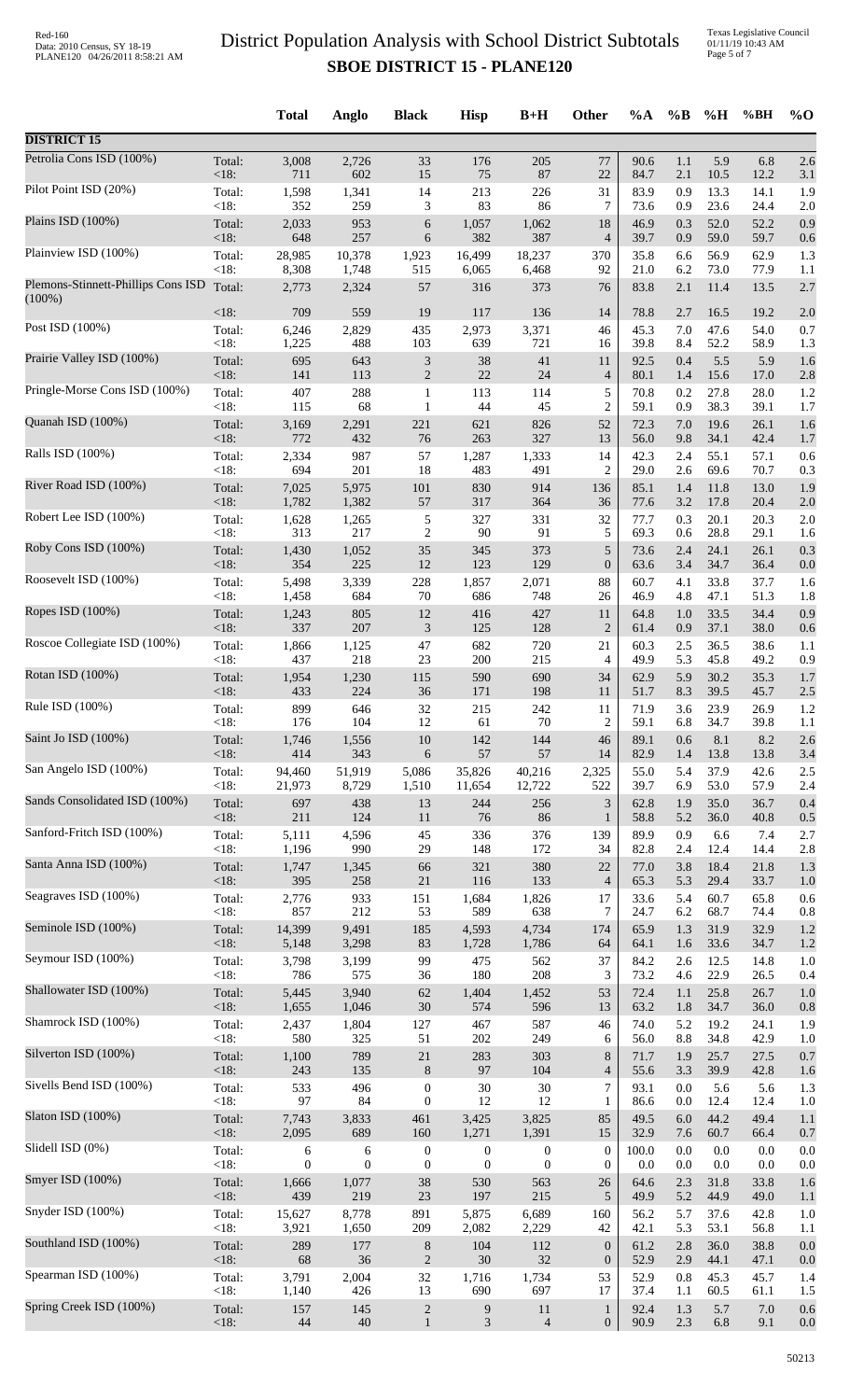# District Population Analysis with School District Subtotals

## SBOE DISTRICT 15 - PLANE120

| | | Total | Anglo | Black | Hisp | B+H | Other | %A | %B | %H | %BH | %O |
|---|---|---|---|---|---|---|---|---|---|---|---|---|
| **DISTRICT 15** | | | | | | | | | | | | |
| Petrolia Cons ISD (100%) | Total: | 3,008 | 2,726 | 33 | 176 | 205 | 77 | 90.6 | 1.1 | 5.9 | 6.8 | 2.6 |
| | <18: | 711 | 602 | 15 | 75 | 87 | 22 | 84.7 | 2.1 | 10.5 | 12.2 | 3.1 |
| Pilot Point ISD (20%) | Total: | 1,598 | 1,341 | 14 | 213 | 226 | 31 | 83.9 | 0.9 | 13.3 | 14.1 | 1.9 |
| | <18: | 352 | 259 | 3 | 83 | 86 | 7 | 73.6 | 0.9 | 23.6 | 24.4 | 2.0 |
| Plains ISD (100%) | Total: | 2,033 | 953 | 6 | 1,057 | 1,062 | 18 | 46.9 | 0.3 | 52.0 | 52.2 | 0.9 |
| | <18: | 648 | 257 | 6 | 382 | 387 | 4 | 39.7 | 0.9 | 59.0 | 59.7 | 0.6 |
| Plainview ISD (100%) | Total: | 28,985 | 10,378 | 1,923 | 16,499 | 18,237 | 370 | 35.8 | 6.6 | 56.9 | 62.9 | 1.3 |
| | <18: | 8,308 | 1,748 | 515 | 6,065 | 6,468 | 92 | 21.0 | 6.2 | 73.0 | 77.9 | 1.1 |
| Plemons-Stinnett-Phillips Cons ISD (100%) | Total: | 2,773 | 2,324 | 57 | 316 | 373 | 76 | 83.8 | 2.1 | 11.4 | 13.5 | 2.7 |
| | <18: | 709 | 559 | 19 | 117 | 136 | 14 | 78.8 | 2.7 | 16.5 | 19.2 | 2.0 |
| Post ISD (100%) | Total: | 6,246 | 2,829 | 435 | 2,973 | 3,371 | 46 | 45.3 | 7.0 | 47.6 | 54.0 | 0.7 |
| | <18: | 1,225 | 488 | 103 | 639 | 721 | 16 | 39.8 | 8.4 | 52.2 | 58.9 | 1.3 |
| Prairie Valley ISD (100%) | Total: | 695 | 643 | 3 | 38 | 41 | 11 | 92.5 | 0.4 | 5.5 | 5.9 | 1.6 |
| | <18: | 141 | 113 | 2 | 22 | 24 | 4 | 80.1 | 1.4 | 15.6 | 17.0 | 2.8 |
| Pringle-Morse Cons ISD (100%) | Total: | 407 | 288 | 1 | 113 | 114 | 5 | 70.8 | 0.2 | 27.8 | 28.0 | 1.2 |
| | <18: | 115 | 68 | 1 | 44 | 45 | 2 | 59.1 | 0.9 | 38.3 | 39.1 | 1.7 |
| Quanah ISD (100%) | Total: | 3,169 | 2,291 | 221 | 621 | 826 | 52 | 72.3 | 7.0 | 19.6 | 26.1 | 1.6 |
| | <18: | 772 | 432 | 76 | 263 | 327 | 13 | 56.0 | 9.8 | 34.1 | 42.4 | 1.7 |
| Ralls ISD (100%) | Total: | 2,334 | 987 | 57 | 1,287 | 1,333 | 14 | 42.3 | 2.4 | 55.1 | 57.1 | 0.6 |
| | <18: | 694 | 201 | 18 | 483 | 491 | 2 | 29.0 | 2.6 | 69.6 | 70.7 | 0.3 |
| River Road ISD (100%) | Total: | 7,025 | 5,975 | 101 | 830 | 914 | 136 | 85.1 | 1.4 | 11.8 | 13.0 | 1.9 |
| | <18: | 1,782 | 1,382 | 57 | 317 | 364 | 36 | 77.6 | 3.2 | 17.8 | 20.4 | 2.0 |
| Robert Lee ISD (100%) | Total: | 1,628 | 1,265 | 5 | 327 | 331 | 32 | 77.7 | 0.3 | 20.1 | 20.3 | 2.0 |
| | <18: | 313 | 217 | 2 | 90 | 91 | 5 | 69.3 | 0.6 | 28.8 | 29.1 | 1.6 |
| Roby Cons ISD (100%) | Total: | 1,430 | 1,052 | 35 | 345 | 373 | 5 | 73.6 | 2.4 | 24.1 | 26.1 | 0.3 |
| | <18: | 354 | 225 | 12 | 123 | 129 | 0 | 63.6 | 3.4 | 34.7 | 36.4 | 0.0 |
| Roosevelt ISD (100%) | Total: | 5,498 | 3,339 | 228 | 1,857 | 2,071 | 88 | 60.7 | 4.1 | 33.8 | 37.7 | 1.6 |
| | <18: | 1,458 | 684 | 70 | 686 | 748 | 26 | 46.9 | 4.8 | 47.1 | 51.3 | 1.8 |
| Ropes ISD (100%) | Total: | 1,243 | 805 | 12 | 416 | 427 | 11 | 64.8 | 1.0 | 33.5 | 34.4 | 0.9 |
| | <18: | 337 | 207 | 3 | 125 | 128 | 2 | 61.4 | 0.9 | 37.1 | 38.0 | 0.6 |
| Roscoe Collegiate ISD (100%) | Total: | 1,866 | 1,125 | 47 | 682 | 720 | 21 | 60.3 | 2.5 | 36.5 | 38.6 | 1.1 |
| | <18: | 437 | 218 | 23 | 200 | 215 | 4 | 49.9 | 5.3 | 45.8 | 49.2 | 0.9 |
| Rotan ISD (100%) | Total: | 1,954 | 1,230 | 115 | 590 | 690 | 34 | 62.9 | 5.9 | 30.2 | 35.3 | 1.7 |
| | <18: | 433 | 224 | 36 | 171 | 198 | 11 | 51.7 | 8.3 | 39.5 | 45.7 | 2.5 |
| Rule ISD (100%) | Total: | 899 | 646 | 32 | 215 | 242 | 11 | 71.9 | 3.6 | 23.9 | 26.9 | 1.2 |
| | <18: | 176 | 104 | 12 | 61 | 70 | 2 | 59.1 | 6.8 | 34.7 | 39.8 | 1.1 |
| Saint Jo ISD (100%) | Total: | 1,746 | 1,556 | 10 | 142 | 144 | 46 | 89.1 | 0.6 | 8.1 | 8.2 | 2.6 |
| | <18: | 414 | 343 | 6 | 57 | 57 | 14 | 82.9 | 1.4 | 13.8 | 13.8 | 3.4 |
| San Angelo ISD (100%) | Total: | 94,460 | 51,919 | 5,086 | 35,826 | 40,216 | 2,325 | 55.0 | 5.4 | 37.9 | 42.6 | 2.5 |
| | <18: | 21,973 | 8,729 | 1,510 | 11,654 | 12,722 | 522 | 39.7 | 6.9 | 53.0 | 57.9 | 2.4 |
| Sands Consolidated ISD (100%) | Total: | 697 | 438 | 13 | 244 | 256 | 3 | 62.8 | 1.9 | 35.0 | 36.7 | 0.4 |
| | <18: | 211 | 124 | 11 | 76 | 86 | 1 | 58.8 | 5.2 | 36.0 | 40.8 | 0.5 |
| Sanford-Fritch ISD (100%) | Total: | 5,111 | 4,596 | 45 | 336 | 376 | 139 | 89.9 | 0.9 | 6.6 | 7.4 | 2.7 |
| | <18: | 1,196 | 990 | 29 | 148 | 172 | 34 | 82.8 | 2.4 | 12.4 | 14.4 | 2.8 |
| Santa Anna ISD (100%) | Total: | 1,747 | 1,345 | 66 | 321 | 380 | 22 | 77.0 | 3.8 | 18.4 | 21.8 | 1.3 |
| | <18: | 395 | 258 | 21 | 116 | 133 | 4 | 65.3 | 5.3 | 29.4 | 33.7 | 1.0 |
| Seagraves ISD (100%) | Total: | 2,776 | 933 | 151 | 1,684 | 1,826 | 17 | 33.6 | 5.4 | 60.7 | 65.8 | 0.6 |
| | <18: | 857 | 212 | 53 | 589 | 638 | 7 | 24.7 | 6.2 | 68.7 | 74.4 | 0.8 |
| Seminole ISD (100%) | Total: | 14,399 | 9,491 | 185 | 4,593 | 4,734 | 174 | 65.9 | 1.3 | 31.9 | 32.9 | 1.2 |
| | <18: | 5,148 | 3,298 | 83 | 1,728 | 1,786 | 64 | 64.1 | 1.6 | 33.6 | 34.7 | 1.2 |
| Seymour ISD (100%) | Total: | 3,798 | 3,199 | 99 | 475 | 562 | 37 | 84.2 | 2.6 | 12.5 | 14.8 | 1.0 |
| | <18: | 786 | 575 | 36 | 180 | 208 | 3 | 73.2 | 4.6 | 22.9 | 26.5 | 0.4 |
| Shallowater ISD (100%) | Total: | 5,445 | 3,940 | 62 | 1,404 | 1,452 | 53 | 72.4 | 1.1 | 25.8 | 26.7 | 1.0 |
| | <18: | 1,655 | 1,046 | 30 | 574 | 596 | 13 | 63.2 | 1.8 | 34.7 | 36.0 | 0.8 |
| Shamrock ISD (100%) | Total: | 2,437 | 1,804 | 127 | 467 | 587 | 46 | 74.0 | 5.2 | 19.2 | 24.1 | 1.9 |
| | <18: | 580 | 325 | 51 | 202 | 249 | 6 | 56.0 | 8.8 | 34.8 | 42.9 | 1.0 |
| Silverton ISD (100%) | Total: | 1,100 | 789 | 21 | 283 | 303 | 8 | 71.7 | 1.9 | 25.7 | 27.5 | 0.7 |
| | <18: | 243 | 135 | 8 | 97 | 104 | 4 | 55.6 | 3.3 | 39.9 | 42.8 | 1.6 |
| Sivells Bend ISD (100%) | Total: | 533 | 496 | 0 | 30 | 30 | 7 | 93.1 | 0.0 | 5.6 | 5.6 | 1.3 |
| | <18: | 97 | 84 | 0 | 12 | 12 | 1 | 86.6 | 0.0 | 12.4 | 12.4 | 1.0 |
| Slaton ISD (100%) | Total: | 7,743 | 3,833 | 461 | 3,425 | 3,825 | 85 | 49.5 | 6.0 | 44.2 | 49.4 | 1.1 |
| | <18: | 2,095 | 689 | 160 | 1,271 | 1,391 | 15 | 32.9 | 7.6 | 60.7 | 66.4 | 0.7 |
| Slidell ISD (0%) | Total: | 6 | 6 | 0 | 0 | 0 | 0 | 100.0 | 0.0 | 0.0 | 0.0 | 0.0 |
| | <18: | 0 | 0 | 0 | 0 | 0 | 0 | 0.0 | 0.0 | 0.0 | 0.0 | 0.0 |
| Smyer ISD (100%) | Total: | 1,666 | 1,077 | 38 | 530 | 563 | 26 | 64.6 | 2.3 | 31.8 | 33.8 | 1.6 |
| | <18: | 439 | 219 | 23 | 197 | 215 | 5 | 49.9 | 5.2 | 44.9 | 49.0 | 1.1 |
| Snyder ISD (100%) | Total: | 15,627 | 8,778 | 891 | 5,875 | 6,689 | 160 | 56.2 | 5.7 | 37.6 | 42.8 | 1.0 |
| | <18: | 3,921 | 1,650 | 209 | 2,082 | 2,229 | 42 | 42.1 | 5.3 | 53.1 | 56.8 | 1.1 |
| Southland ISD (100%) | Total: | 289 | 177 | 8 | 104 | 112 | 0 | 61.2 | 2.8 | 36.0 | 38.8 | 0.0 |
| | <18: | 68 | 36 | 2 | 30 | 32 | 0 | 52.9 | 2.9 | 44.1 | 47.1 | 0.0 |
| Spearman ISD (100%) | Total: | 3,791 | 2,004 | 32 | 1,716 | 1,734 | 53 | 52.9 | 0.8 | 45.3 | 45.7 | 1.4 |
| | <18: | 1,140 | 426 | 13 | 690 | 697 | 17 | 37.4 | 1.1 | 60.5 | 61.1 | 1.5 |
| Spring Creek ISD (100%) | Total: | 157 | 145 | 2 | 9 | 11 | 1 | 92.4 | 1.3 | 5.7 | 7.0 | 0.6 |
| | <18: | 44 | 40 | 1 | 3 | 4 | 0 | 90.9 | 2.3 | 6.8 | 9.1 | 0.0 |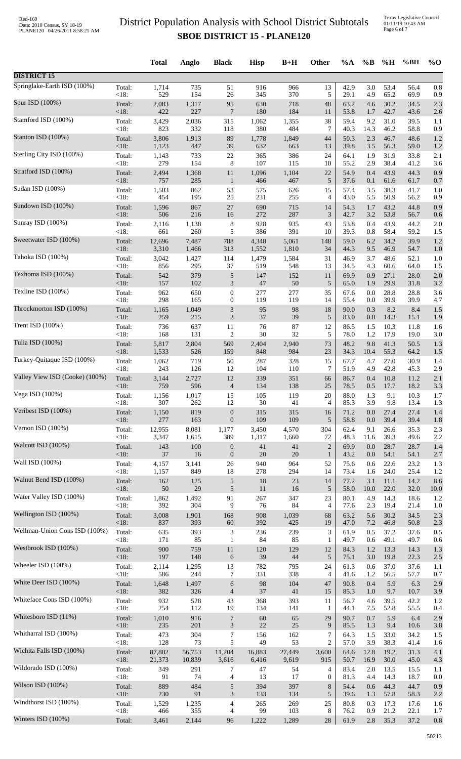# District Population Analysis with School District Subtotals

## SBOE DISTRICT 15 - PLANE120

| | | Total | Anglo | Black | Hisp | B+H | Other | %A | %B | %H | %BH | %O |
|---|---|---|---|---|---|---|---|---|---|---|---|---|
| **DISTRICT 15** | | | | | | | | | | | | |
| Springlake-Earth ISD (100%) | Total: | 1,714 | 735 | 51 | 916 | 966 | 13 | 42.9 | 3.0 | 53.4 | 56.4 | 0.8 |
| | <18: | 529 | 154 | 26 | 345 | 370 | 5 | 29.1 | 4.9 | 65.2 | 69.9 | 0.9 |
| Spur ISD (100%) | Total: | 2,083 | 1,317 | 95 | 630 | 718 | 48 | 63.2 | 4.6 | 30.2 | 34.5 | 2.3 |
| | <18: | 422 | 227 | 7 | 180 | 184 | 11 | 53.8 | 1.7 | 42.7 | 43.6 | 2.6 |
| Stamford ISD (100%) | Total: | 3,429 | 2,036 | 315 | 1,062 | 1,355 | 38 | 59.4 | 9.2 | 31.0 | 39.5 | 1.1 |
| | <18: | 823 | 332 | 118 | 380 | 484 | 7 | 40.3 | 14.3 | 46.2 | 58.8 | 0.9 |
| Stanton ISD (100%) | Total: | 3,806 | 1,913 | 89 | 1,778 | 1,849 | 44 | 50.3 | 2.3 | 46.7 | 48.6 | 1.2 |
| | <18: | 1,123 | 447 | 39 | 632 | 663 | 13 | 39.8 | 3.5 | 56.3 | 59.0 | 1.2 |
| Sterling City ISD (100%) | Total: | 1,143 | 733 | 22 | 365 | 386 | 24 | 64.1 | 1.9 | 31.9 | 33.8 | 2.1 |
| | <18: | 279 | 154 | 8 | 107 | 115 | 10 | 55.2 | 2.9 | 38.4 | 41.2 | 3.6 |
| Stratford ISD (100%) | Total: | 2,494 | 1,368 | 11 | 1,096 | 1,104 | 22 | 54.9 | 0.4 | 43.9 | 44.3 | 0.9 |
| | <18: | 757 | 285 | 1 | 466 | 467 | 5 | 37.6 | 0.1 | 61.6 | 61.7 | 0.7 |
| Sudan ISD (100%) | Total: | 1,503 | 862 | 53 | 575 | 626 | 15 | 57.4 | 3.5 | 38.3 | 41.7 | 1.0 |
| | <18: | 454 | 195 | 25 | 231 | 255 | 4 | 43.0 | 5.5 | 50.9 | 56.2 | 0.9 |
| Sundown ISD (100%) | Total: | 1,596 | 867 | 27 | 690 | 715 | 14 | 54.3 | 1.7 | 43.2 | 44.8 | 0.9 |
| | <18: | 506 | 216 | 16 | 272 | 287 | 3 | 42.7 | 3.2 | 53.8 | 56.7 | 0.6 |
| Sunray ISD (100%) | Total: | 2,116 | 1,138 | 8 | 928 | 935 | 43 | 53.8 | 0.4 | 43.9 | 44.2 | 2.0 |
| | <18: | 661 | 260 | 5 | 386 | 391 | 10 | 39.3 | 0.8 | 58.4 | 59.2 | 1.5 |
| Sweetwater ISD (100%) | Total: | 12,696 | 7,487 | 788 | 4,348 | 5,061 | 148 | 59.0 | 6.2 | 34.2 | 39.9 | 1.2 |
| | <18: | 3,310 | 1,466 | 313 | 1,552 | 1,810 | 34 | 44.3 | 9.5 | 46.9 | 54.7 | 1.0 |
| Tahoka ISD (100%) | Total: | 3,042 | 1,427 | 114 | 1,479 | 1,584 | 31 | 46.9 | 3.7 | 48.6 | 52.1 | 1.0 |
| | <18: | 856 | 295 | 37 | 519 | 548 | 13 | 34.5 | 4.3 | 60.6 | 64.0 | 1.5 |
| Texhoma ISD (100%) | Total: | 542 | 379 | 5 | 147 | 152 | 11 | 69.9 | 0.9 | 27.1 | 28.0 | 2.0 |
| | <18: | 157 | 102 | 3 | 47 | 50 | 5 | 65.0 | 1.9 | 29.9 | 31.8 | 3.2 |
| Texline ISD (100%) | Total: | 962 | 650 | 0 | 277 | 277 | 35 | 67.6 | 0.0 | 28.8 | 28.8 | 3.6 |
| | <18: | 298 | 165 | 0 | 119 | 119 | 14 | 55.4 | 0.0 | 39.9 | 39.9 | 4.7 |
| Throckmorton ISD (100%) | Total: | 1,165 | 1,049 | 3 | 95 | 98 | 18 | 90.0 | 0.3 | 8.2 | 8.4 | 1.5 |
| | <18: | 259 | 215 | 2 | 37 | 39 | 5 | 83.0 | 0.8 | 14.3 | 15.1 | 1.9 |
| Trent ISD (100%) | Total: | 736 | 637 | 11 | 76 | 87 | 12 | 86.5 | 1.5 | 10.3 | 11.8 | 1.6 |
| | <18: | 168 | 131 | 2 | 30 | 32 | 5 | 78.0 | 1.2 | 17.9 | 19.0 | 3.0 |
| Tulia ISD (100%) | Total: | 5,817 | 2,804 | 569 | 2,404 | 2,940 | 73 | 48.2 | 9.8 | 41.3 | 50.5 | 1.3 |
| | <18: | 1,533 | 526 | 159 | 848 | 984 | 23 | 34.3 | 10.4 | 55.3 | 64.2 | 1.5 |
| Turkey-Quitaque ISD (100%) | Total: | 1,062 | 719 | 50 | 287 | 328 | 15 | 67.7 | 4.7 | 27.0 | 30.9 | 1.4 |
| | <18: | 243 | 126 | 12 | 104 | 110 | 7 | 51.9 | 4.9 | 42.8 | 45.3 | 2.9 |
| Valley View ISD (Cooke) (100%) | Total: | 3,144 | 2,727 | 12 | 339 | 351 | 66 | 86.7 | 0.4 | 10.8 | 11.2 | 2.1 |
| | <18: | 759 | 596 | 4 | 134 | 138 | 25 | 78.5 | 0.5 | 17.7 | 18.2 | 3.3 |
| Vega ISD (100%) | Total: | 1,156 | 1,017 | 15 | 105 | 119 | 20 | 88.0 | 1.3 | 9.1 | 10.3 | 1.7 |
| | <18: | 307 | 262 | 12 | 30 | 41 | 4 | 85.3 | 3.9 | 9.8 | 13.4 | 1.3 |
| Veribest ISD (100%) | Total: | 1,150 | 819 | 0 | 315 | 315 | 16 | 71.2 | 0.0 | 27.4 | 27.4 | 1.4 |
| | <18: | 277 | 163 | 0 | 109 | 109 | 5 | 58.8 | 0.0 | 39.4 | 39.4 | 1.8 |
| Vernon ISD (100%) | Total: | 12,955 | 8,081 | 1,177 | 3,450 | 4,570 | 304 | 62.4 | 9.1 | 26.6 | 35.3 | 2.3 |
| | <18: | 3,347 | 1,615 | 389 | 1,317 | 1,660 | 72 | 48.3 | 11.6 | 39.3 | 49.6 | 2.2 |
| Walcott ISD (100%) | Total: | 143 | 100 | 0 | 41 | 41 | 2 | 69.9 | 0.0 | 28.7 | 28.7 | 1.4 |
| | <18: | 37 | 16 | 0 | 20 | 20 | 1 | 43.2 | 0.0 | 54.1 | 54.1 | 2.7 |
| Wall ISD (100%) | Total: | 4,157 | 3,141 | 26 | 940 | 964 | 52 | 75.6 | 0.6 | 22.6 | 23.2 | 1.3 |
| | <18: | 1,157 | 849 | 18 | 278 | 294 | 14 | 73.4 | 1.6 | 24.0 | 25.4 | 1.2 |
| Walnut Bend ISD (100%) | Total: | 162 | 125 | 5 | 18 | 23 | 14 | 77.2 | 3.1 | 11.1 | 14.2 | 8.6 |
| | <18: | 50 | 29 | 5 | 11 | 16 | 5 | 58.0 | 10.0 | 22.0 | 32.0 | 10.0 |
| Water Valley ISD (100%) | Total: | 1,862 | 1,492 | 91 | 267 | 347 | 23 | 80.1 | 4.9 | 14.3 | 18.6 | 1.2 |
| | <18: | 392 | 304 | 9 | 76 | 84 | 4 | 77.6 | 2.3 | 19.4 | 21.4 | 1.0 |
| Wellington ISD (100%) | Total: | 3,008 | 1,901 | 168 | 908 | 1,039 | 68 | 63.2 | 5.6 | 30.2 | 34.5 | 2.3 |
| | <18: | 837 | 393 | 60 | 392 | 425 | 19 | 47.0 | 7.2 | 46.8 | 50.8 | 2.3 |
| Wellman-Union Cons ISD (100%) | Total: | 635 | 393 | 3 | 236 | 239 | 3 | 61.9 | 0.5 | 37.2 | 37.6 | 0.5 |
| | <18: | 171 | 85 | 1 | 84 | 85 | 1 | 49.7 | 0.6 | 49.1 | 49.7 | 0.6 |
| Westbrook ISD (100%) | Total: | 900 | 759 | 11 | 120 | 129 | 12 | 84.3 | 1.2 | 13.3 | 14.3 | 1.3 |
| | <18: | 197 | 148 | 6 | 39 | 44 | 5 | 75.1 | 3.0 | 19.8 | 22.3 | 2.5 |
| Wheeler ISD (100%) | Total: | 2,114 | 1,295 | 13 | 782 | 795 | 24 | 61.3 | 0.6 | 37.0 | 37.6 | 1.1 |
| | <18: | 586 | 244 | 7 | 331 | 338 | 4 | 41.6 | 1.2 | 56.5 | 57.7 | 0.7 |
| White Deer ISD (100%) | Total: | 1,648 | 1,497 | 6 | 98 | 104 | 47 | 90.8 | 0.4 | 5.9 | 6.3 | 2.9 |
| | <18: | 382 | 326 | 4 | 37 | 41 | 15 | 85.3 | 1.0 | 9.7 | 10.7 | 3.9 |
| Whiteface Cons ISD (100%) | Total: | 932 | 528 | 43 | 368 | 393 | 11 | 56.7 | 4.6 | 39.5 | 42.2 | 1.2 |
| | <18: | 254 | 112 | 19 | 134 | 141 | 1 | 44.1 | 7.5 | 52.8 | 55.5 | 0.4 |
| Whitesboro ISD (11%) | Total: | 1,010 | 916 | 7 | 60 | 65 | 29 | 90.7 | 0.7 | 5.9 | 6.4 | 2.9 |
| | <18: | 235 | 201 | 3 | 22 | 25 | 9 | 85.5 | 1.3 | 9.4 | 10.6 | 3.8 |
| Whitharral ISD (100%) | Total: | 473 | 304 | 7 | 156 | 162 | 7 | 64.3 | 1.5 | 33.0 | 34.2 | 1.5 |
| | <18: | 128 | 73 | 5 | 49 | 53 | 2 | 57.0 | 3.9 | 38.3 | 41.4 | 1.6 |
| Wichita Falls ISD (100%) | Total: | 87,802 | 56,753 | 11,204 | 16,883 | 27,449 | 3,600 | 64.6 | 12.8 | 19.2 | 31.3 | 4.1 |
| | <18: | 21,373 | 10,839 | 3,616 | 6,416 | 9,619 | 915 | 50.7 | 16.9 | 30.0 | 45.0 | 4.3 |
| Wildorado ISD (100%) | Total: | 349 | 291 | 7 | 47 | 54 | 4 | 83.4 | 2.0 | 13.5 | 15.5 | 1.1 |
| | <18: | 91 | 74 | 4 | 13 | 17 | 0 | 81.3 | 4.4 | 14.3 | 18.7 | 0.0 |
| Wilson ISD (100%) | Total: | 889 | 484 | 5 | 394 | 397 | 8 | 54.4 | 0.6 | 44.3 | 44.7 | 0.9 |
| | <18: | 230 | 91 | 3 | 133 | 134 | 5 | 39.6 | 1.3 | 57.8 | 58.3 | 2.2 |
| Windthorst ISD (100%) | Total: | 1,529 | 1,235 | 4 | 265 | 269 | 25 | 80.8 | 0.3 | 17.3 | 17.6 | 1.6 |
| | <18: | 466 | 355 | 4 | 99 | 103 | 8 | 76.2 | 0.9 | 21.2 | 22.1 | 1.7 |
| Winters ISD (100%) | Total: | 3,461 | 2,144 | 96 | 1,222 | 1,289 | 28 | 61.9 | 2.8 | 35.3 | 37.2 | 0.8 |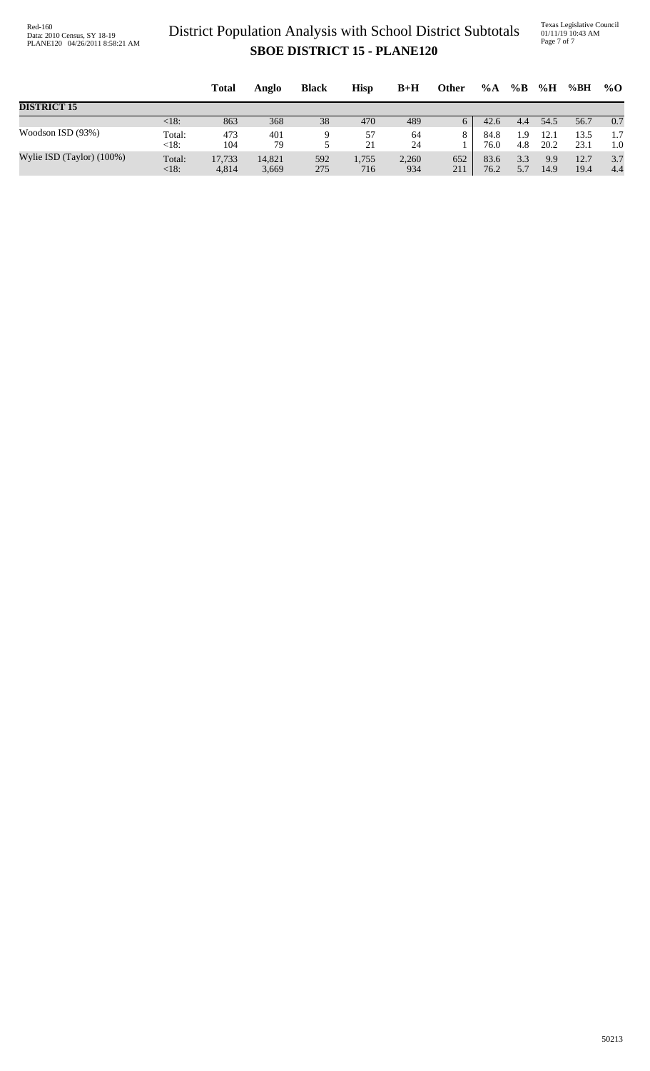# District Population Analysis with School District Subtotals

## SBOE DISTRICT 15 - PLANE120

Red-160
Data: 2010 Census, SY 18-19
PLANE120 04/26/2011 8:58:21 AM

Texas Legislative Council
01/11/19 10:43 AM

| | | Total | Anglo | Black | Hisp | B+H | Other | %A | %B | %H | %BH | %O |
|---|---|---|---|---|---|---|---|---|---|---|---|---|
| **DISTRICT 15** | | | | | | | | | | | | |
| | <18: | 863 | 368 | 38 | 470 | 489 | 6 | 42.6 | 4.4 | 54.5 | 56.7 | 0.7 |
| Woodson ISD (93%) | Total: | 473 | 401 | 9 | 57 | 64 | 8 | 84.8 | 1.9 | 12.1 | 13.5 | 1.7 |
| | <18: | 104 | 79 | 5 | 21 | 24 | 1 | 76.0 | 4.8 | 20.2 | 23.1 | 1.0 |
| Wylie ISD (Taylor) (100%) | Total: | 17,733 | 14,821 | 592 | 1,755 | 2,260 | 652 | 83.6 | 3.3 | 9.9 | 12.7 | 3.7 |
| | <18: | 4,814 | 3,669 | 275 | 716 | 934 | 211 | 76.2 | 5.7 | 14.9 | 19.4 | 4.4 |

50213